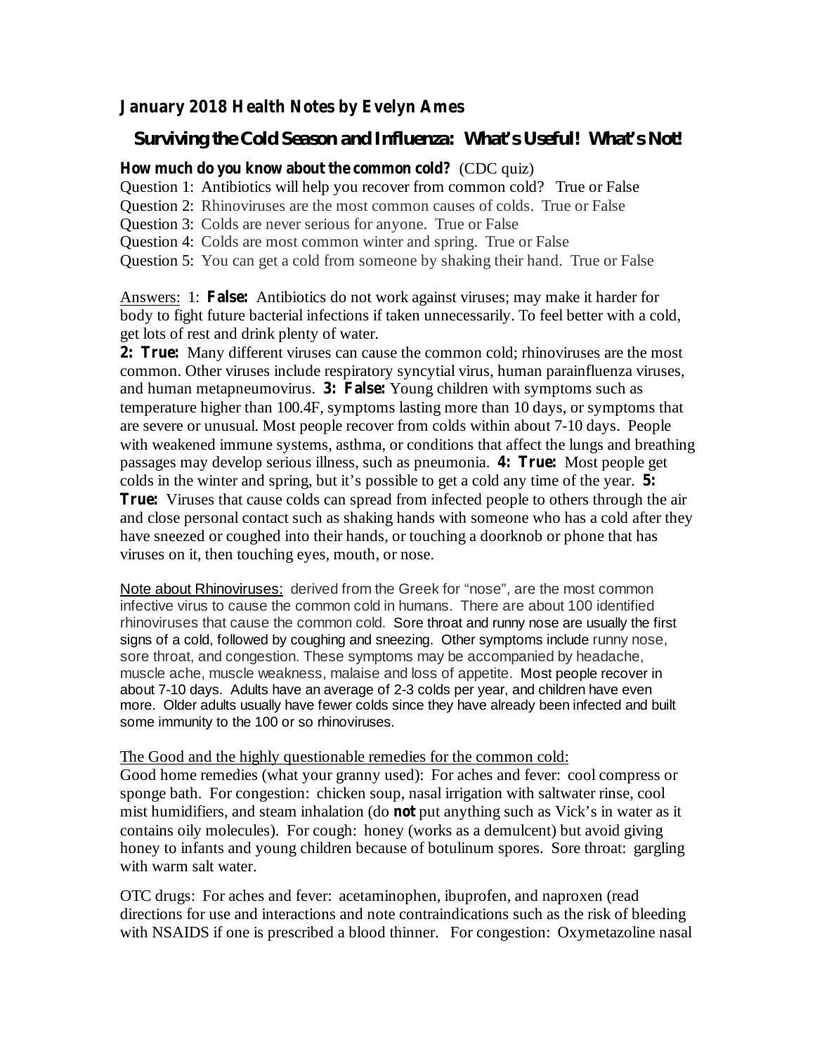**January 2018 Health Notes by Evelyn Ames**

## Surviving the Cold Season and Influenza: What's Useful! What's Not!

**How much do you know about the common cold?** (CDC quiz)

Question 1: Antibiotics will help you recover from common cold? True or False
Question 2: Rhinoviruses are the most common causes of colds. True or False
Question 3: Colds are never serious for anyone. True or False
Question 4: Colds are most common winter and spring. True or False
Question 5: You can get a cold from someone by shaking their hand. True or False

Answers: 1: **False:** Antibiotics do not work against viruses; may make it harder for body to fight future bacterial infections if taken unnecessarily. To feel better with a cold, get lots of rest and drink plenty of water.
**2: True:** Many different viruses can cause the common cold; rhinoviruses are the most common. Other viruses include respiratory syncytial virus, human parainfluenza viruses, and human metapneumovirus. **3: False:** Young children with symptoms such as temperature higher than 100.4F, symptoms lasting more than 10 days, or symptoms that are severe or unusual. Most people recover from colds within about 7-10 days. People with weakened immune systems, asthma, or conditions that affect the lungs and breathing passages may develop serious illness, such as pneumonia. **4: True:** Most people get colds in the winter and spring, but it's possible to get a cold any time of the year. **5: True:** Viruses that cause colds can spread from infected people to others through the air and close personal contact such as shaking hands with someone who has a cold after they have sneezed or coughed into their hands, or touching a doorknob or phone that has viruses on it, then touching eyes, mouth, or nose.

Note about Rhinoviruses: derived from the Greek for "nose", are the most common infective virus to cause the common cold in humans. There are about 100 identified rhinoviruses that cause the common cold. Sore throat and runny nose are usually the first signs of a cold, followed by coughing and sneezing. Other symptoms include runny nose, sore throat, and congestion. These symptoms may be accompanied by headache, muscle ache, muscle weakness, malaise and loss of appetite. Most people recover in about 7-10 days. Adults have an average of 2-3 colds per year, and children have even more. Older adults usually have fewer colds since they have already been infected and built some immunity to the 100 or so rhinoviruses.

The Good and the highly questionable remedies for the common cold:
Good home remedies (what your granny used): For aches and fever: cool compress or sponge bath. For congestion: chicken soup, nasal irrigation with saltwater rinse, cool mist humidifiers, and steam inhalation (do **not** put anything such as Vick's in water as it contains oily molecules). For cough: honey (works as a demulcent) but avoid giving honey to infants and young children because of botulinum spores. Sore throat: gargling with warm salt water.

OTC drugs: For aches and fever: acetaminophen, ibuprofen, and naproxen (read directions for use and interactions and note contraindications such as the risk of bleeding with NSAIDS if one is prescribed a blood thinner. For congestion: Oxymetazoline nasal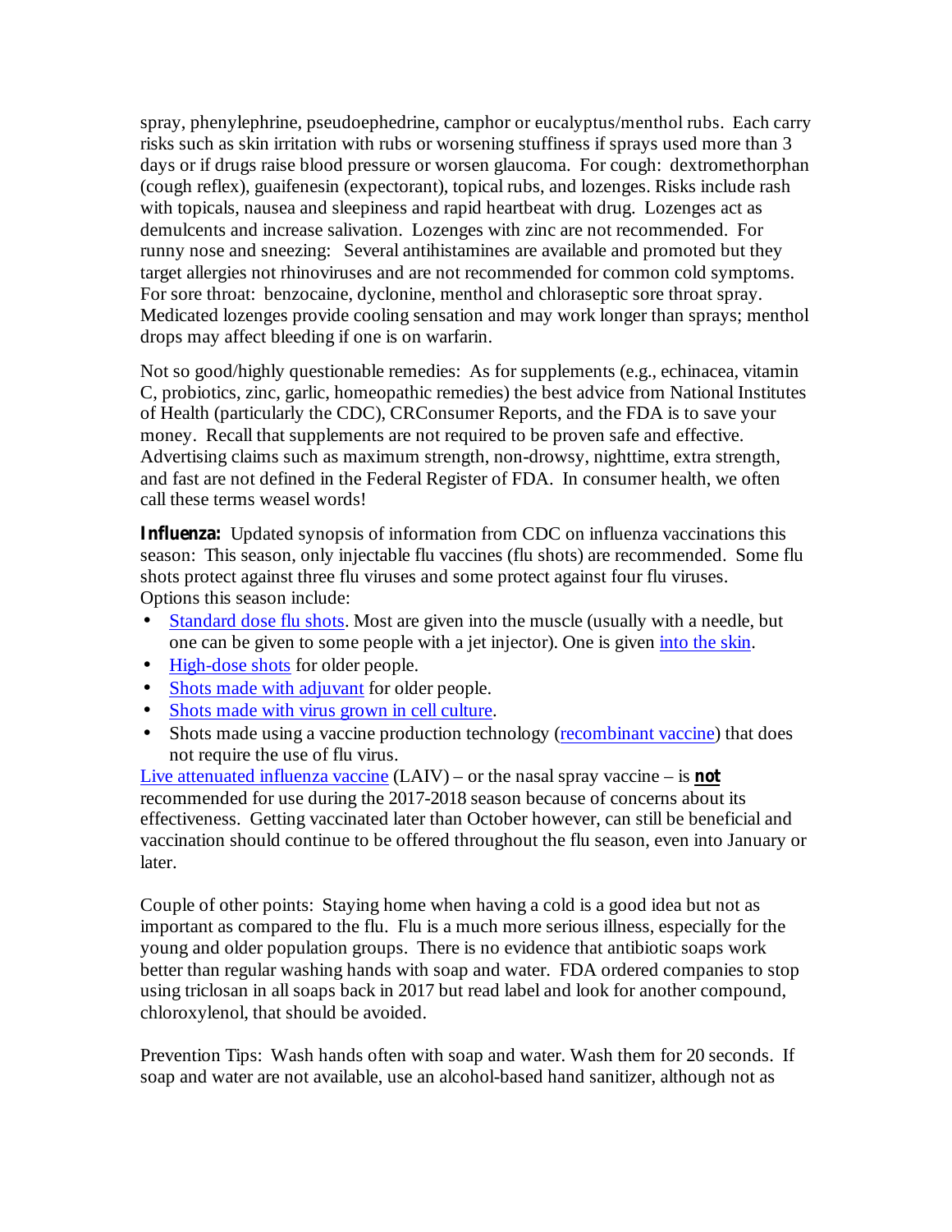spray, phenylephrine, pseudoephedrine, camphor or eucalyptus/menthol rubs. Each carry risks such as skin irritation with rubs or worsening stuffiness if sprays used more than 3 days or if drugs raise blood pressure or worsen glaucoma. For cough: dextromethorphan (cough reflex), guaifenesin (expectorant), topical rubs, and lozenges. Risks include rash with topicals, nausea and sleepiness and rapid heartbeat with drug. Lozenges act as demulcents and increase salivation. Lozenges with zinc are not recommended. For runny nose and sneezing: Several antihistamines are available and promoted but they target allergies not rhinoviruses and are not recommended for common cold symptoms. For sore throat: benzocaine, dyclonine, menthol and chloraseptic sore throat spray. Medicated lozenges provide cooling sensation and may work longer than sprays; menthol drops may affect bleeding if one is on warfarin.

Not so good/highly questionable remedies: As for supplements (e.g., echinacea, vitamin C, probiotics, zinc, garlic, homeopathic remedies) the best advice from National Institutes of Health (particularly the CDC), CRConsumer Reports, and the FDA is to save your money. Recall that supplements are not required to be proven safe and effective. Advertising claims such as maximum strength, non-drowsy, nighttime, extra strength, and fast are not defined in the Federal Register of FDA. In consumer health, we often call these terms weasel words!

**Influenza:** Updated synopsis of information from CDC on influenza vaccinations this season: This season, only injectable flu vaccines (flu shots) are recommended. Some flu shots protect against three flu viruses and some protect against four flu viruses. Options this season include:

- Standard dose flu shots. Most are given into the muscle (usually with a needle, but one can be given to some people with a jet injector). One is given into the skin.
- High-dose shots for older people.
- Shots made with adjuvant for older people.
- Shots made with virus grown in cell culture.
- Shots made using a vaccine production technology (recombinant vaccine) that does not require the use of flu virus.

Live attenuated influenza vaccine (LAIV) – or the nasal spray vaccine – is **not** recommended for use during the 2017-2018 season because of concerns about its effectiveness. Getting vaccinated later than October however, can still be beneficial and vaccination should continue to be offered throughout the flu season, even into January or later.

Couple of other points: Staying home when having a cold is a good idea but not as important as compared to the flu. Flu is a much more serious illness, especially for the young and older population groups. There is no evidence that antibiotic soaps work better than regular washing hands with soap and water. FDA ordered companies to stop using triclosan in all soaps back in 2017 but read label and look for another compound, chloroxylenol, that should be avoided.

Prevention Tips: Wash hands often with soap and water. Wash them for 20 seconds. If soap and water are not available, use an alcohol-based hand sanitizer, although not as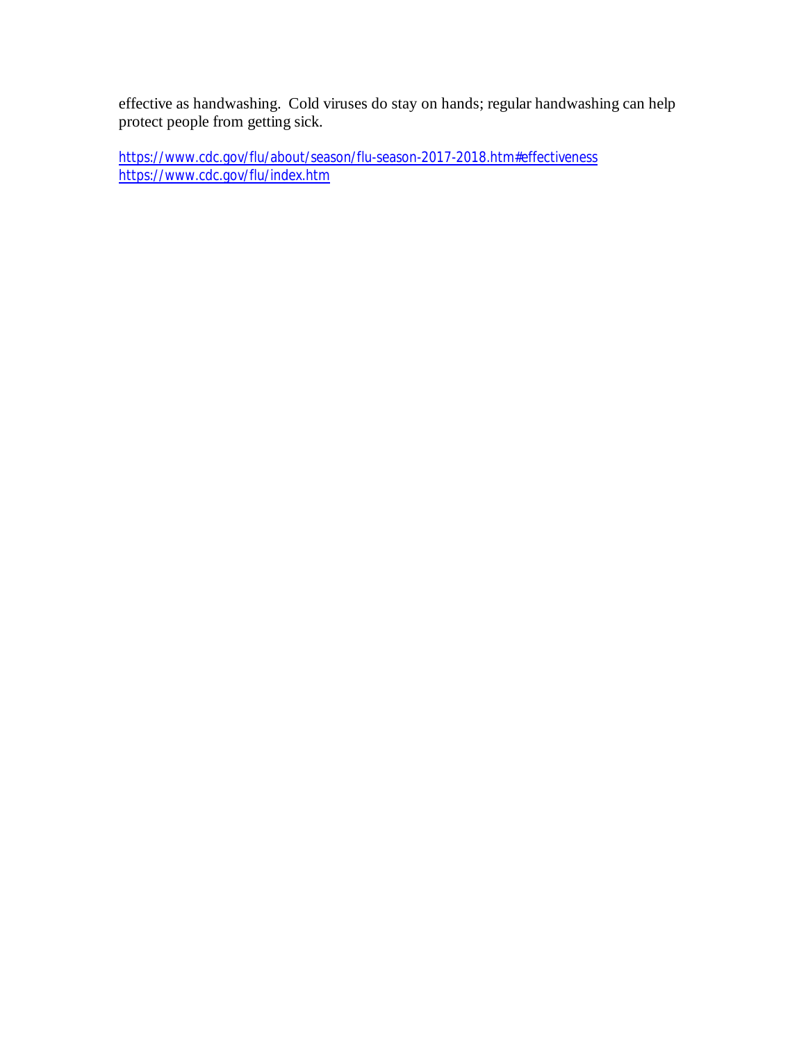effective as handwashing. Cold viruses do stay on hands; regular handwashing can help protect people from getting sick.

https://www.cdc.gov/flu/about/season/flu-season-2017-2018.htm#effectiveness
https://www.cdc.gov/flu/index.htm